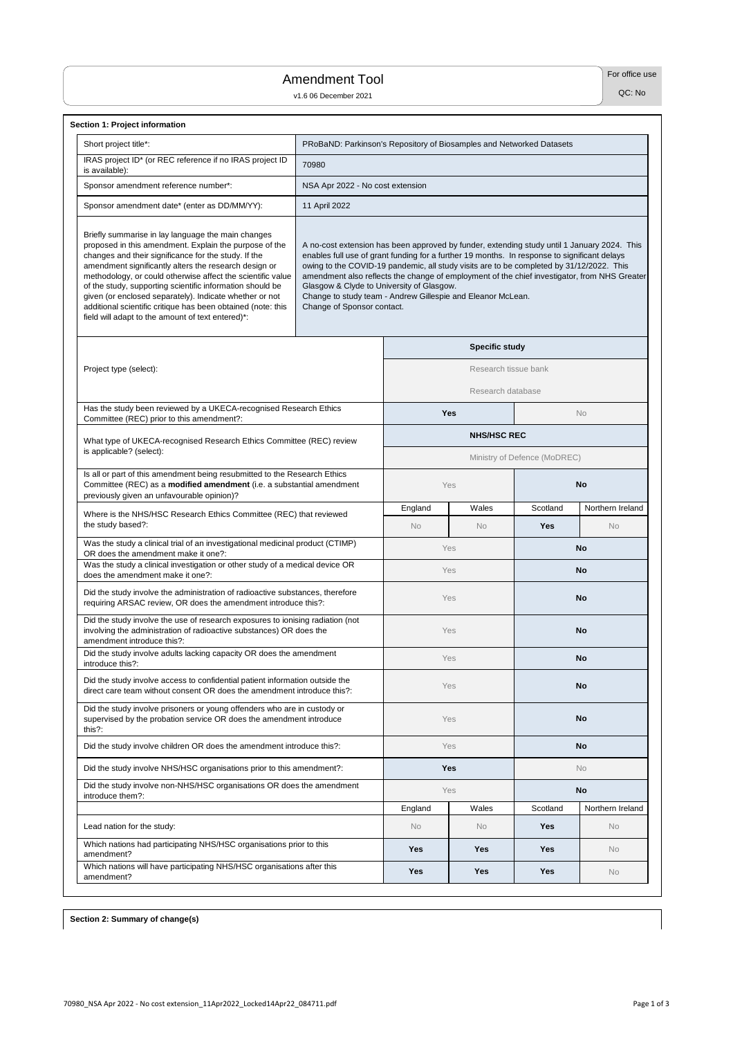# Amendment Tool

v1.6 06 December 2021

For office use

QC: No

## Section 1: Project information

| | |
|---|---|
| Short project title*: | PRoBaND: Parkinson's Repository of Biosamples and Networked Datasets |
| IRAS project ID* (or REC reference if no IRAS project ID is available): | 70980 |
| Sponsor amendment reference number*: | NSA Apr 2022 - No cost extension |
| Sponsor amendment date* (enter as DD/MM/YY): | 11 April 2022 |
| Briefly summarise in lay language the main changes proposed in this amendment. Explain the purpose of the changes and their significance for the study. If the amendment significantly alters the research design or methodology, or could otherwise affect the scientific value of the study, supporting scientific information should be given (or enclosed separately). Indicate whether or not additional scientific critique has been obtained (note: this field will adapt to the amount of text entered)*: | A no-cost extension has been approved by funder, extending study until 1 January 2024. This enables full use of grant funding for a further 19 months. In response to significant delays owing to the COVID-19 pandemic, all study visits are to be completed by 31/12/2022. This amendment also reflects the change of employment of the chief investigator, from NHS Greater Glasgow & Clyde to University of Glasgow.<br>Change to study team - Andrew Gillespie and Eleanor McLean.<br>Change of Sponsor contact. |

| | | | | |
|---|---|---|---|---|
| Project type (select): | **Specific study** | | | |
| | Research tissue bank | | | |
| | Research database | | | |
| Has the study been reviewed by a UKECA-recognised Research Ethics Committee (REC) prior to this amendment?: | **Yes** | | No | |
| What type of UKECA-recognised Research Ethics Committee (REC) review is applicable? (select): | **NHS/HSC REC** | | | |
| | Ministry of Defence (MoDREC) | | | |
| Is all or part of this amendment being resubmitted to the Research Ethics Committee (REC) as a **modified amendment** (i.e. a substantial amendment previously given an unfavourable opinion)? | Yes | | **No** | |
| | England | Wales | Scotland | Northern Ireland |
| Where is the NHS/HSC Research Ethics Committee (REC) that reviewed the study based?: | No | No | **Yes** | No |
| Was the study a clinical trial of an investigational medicinal product (CTIMP) OR does the amendment make it one?: | Yes | | **No** | |
| Was the study a clinical investigation or other study of a medical device OR does the amendment make it one?: | Yes | | **No** | |
| Did the study involve the administration of radioactive substances, therefore requiring ARSAC review, OR does the amendment introduce this?: | Yes | | **No** | |
| Did the study involve the use of research exposures to ionising radiation (not involving the administration of radioactive substances) OR does the amendment introduce this?: | Yes | | **No** | |
| Did the study involve adults lacking capacity OR does the amendment introduce this?: | Yes | | **No** | |
| Did the study involve access to confidential patient information outside the direct care team without consent OR does the amendment introduce this?: | Yes | | **No** | |
| Did the study involve prisoners or young offenders who are in custody or supervised by the probation service OR does the amendment introduce this?: | Yes | | **No** | |
| Did the study involve children OR does the amendment introduce this?: | Yes | | **No** | |
| Did the study involve NHS/HSC organisations prior to this amendment?: | **Yes** | | No | |
| Did the study involve non-NHS/HSC organisations OR does the amendment introduce them?: | Yes | | **No** | |
| | England | Wales | Scotland | Northern Ireland |
| Lead nation for the study: | No | No | **Yes** | No |
| Which nations had participating NHS/HSC organisations prior to this amendment? | **Yes** | **Yes** | **Yes** | No |
| Which nations will have participating NHS/HSC organisations after this amendment? | **Yes** | **Yes** | **Yes** | No |

## Section 2: Summary of change(s)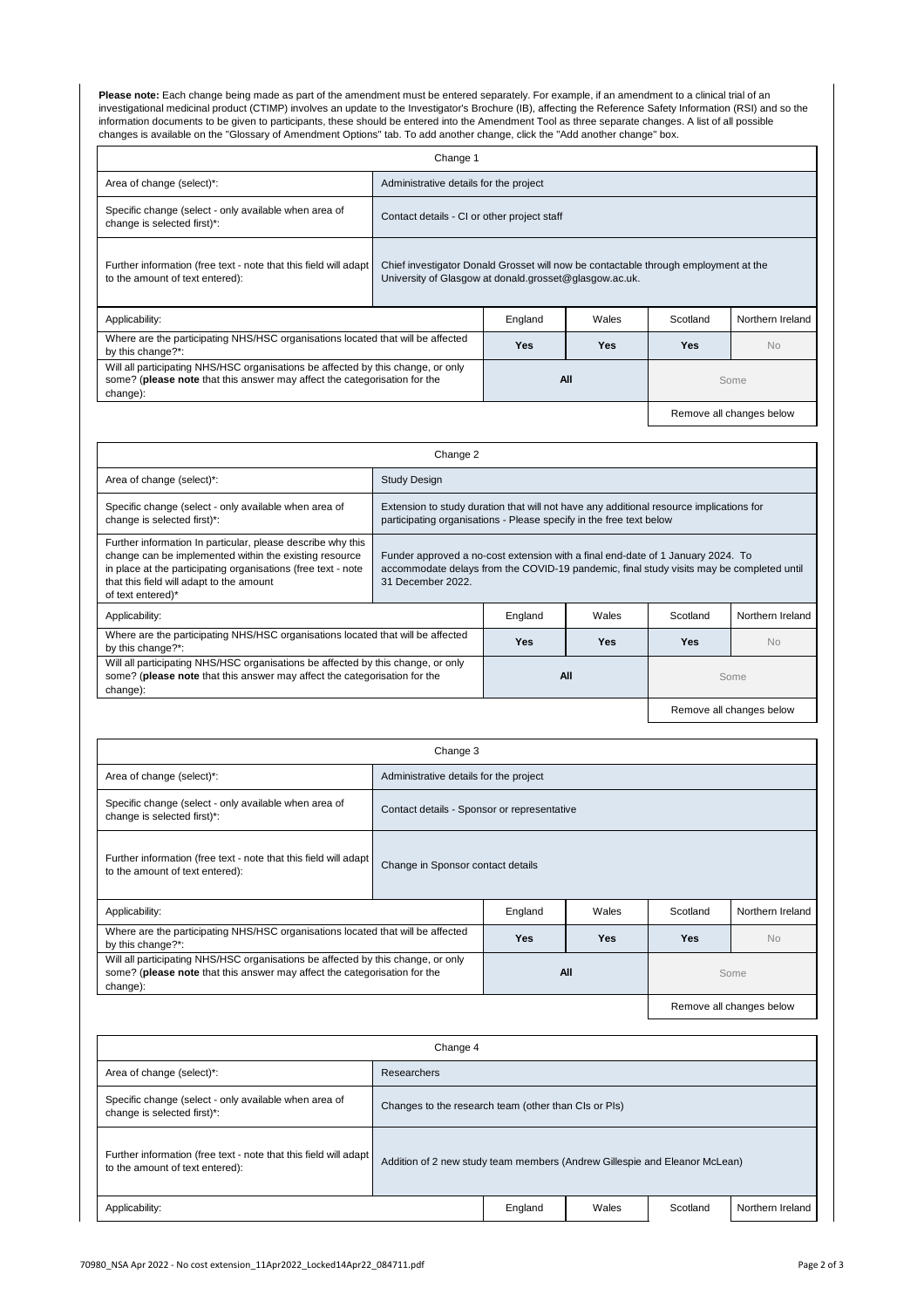**Please note:** Each change being made as part of the amendment must be entered separately. For example, if an amendment to a clinical trial of an investigational medicinal product (CTIMP) involves an update to the Investigator's Brochure (IB), affecting the Reference Safety Information (RSI) and so the information documents to be given to participants, these should be entered into the Amendment Tool as three separate changes. A list of all possible changes is available on the "Glossary of Amendment Options" tab. To add another change, click the "Add another change" box.

| Change 1 | | | | | |
|---|---|---|---|---|---|
| Area of change (select)*: | Administrative details for the project | | | | |
| Specific change (select - only available when area of change is selected first)*: | Contact details - CI or other project staff | | | | |
| Further information (free text - note that this field will adapt to the amount of text entered): | Chief investigator Donald Grosset will now be contactable through employment at the University of Glasgow at donald.grosset@glasgow.ac.uk. | | | | |
| Applicability: | | England | Wales | Scotland | Northern Ireland |
| Where are the participating NHS/HSC organisations located that will be affected by this change?*: | | **Yes** | **Yes** | **Yes** | No |
| Will all participating NHS/HSC organisations be affected by this change, or only some? (**please note** that this answer may affect the categorisation for the change): | | **All** | | Some | |
| | | | | Remove all changes below | |

| Change 2 | | | | | |
|---|---|---|---|---|---|
| Area of change (select)*: | Study Design | | | | |
| Specific change (select - only available when area of change is selected first)*: | Extension to study duration that will not have any additional resource implications for participating organisations - Please specify in the free text below | | | | |
| Further information In particular, please describe why this change can be implemented within the existing resource in place at the participating organisations (free text - note that this field will adapt to the amount of text entered)* | Funder approved a no-cost extension with a final end-date of 1 January 2024. To accommodate delays from the COVID-19 pandemic, final study visits may be completed until 31 December 2022. | | | | |
| Applicability: | | England | Wales | Scotland | Northern Ireland |
| Where are the participating NHS/HSC organisations located that will be affected by this change?*: | | **Yes** | **Yes** | **Yes** | No |
| Will all participating NHS/HSC organisations be affected by this change, or only some? (**please note** that this answer may affect the categorisation for the change): | | **All** | | Some | |
| | | | | Remove all changes below | |

| Change 3 | | | | | |
|---|---|---|---|---|---|
| Area of change (select)*: | Administrative details for the project | | | | |
| Specific change (select - only available when area of change is selected first)*: | Contact details - Sponsor or representative | | | | |
| Further information (free text - note that this field will adapt to the amount of text entered): | Change in Sponsor contact details | | | | |
| Applicability: | | England | Wales | Scotland | Northern Ireland |
| Where are the participating NHS/HSC organisations located that will be affected by this change?*: | | **Yes** | **Yes** | **Yes** | No |
| Will all participating NHS/HSC organisations be affected by this change, or only some? (**please note** that this answer may affect the categorisation for the change): | | **All** | | Some | |
| | | | | Remove all changes below | |

| Change 4 | | | | | |
|---|---|---|---|---|---|
| Area of change (select)*: | Researchers | | | | |
| Specific change (select - only available when area of change is selected first)*: | Changes to the research team (other than CIs or PIs) | | | | |
| Further information (free text - note that this field will adapt to the amount of text entered): | Addition of 2 new study team members (Andrew Gillespie and Eleanor McLean) | | | | |
| Applicability: | | England | Wales | Scotland | Northern Ireland |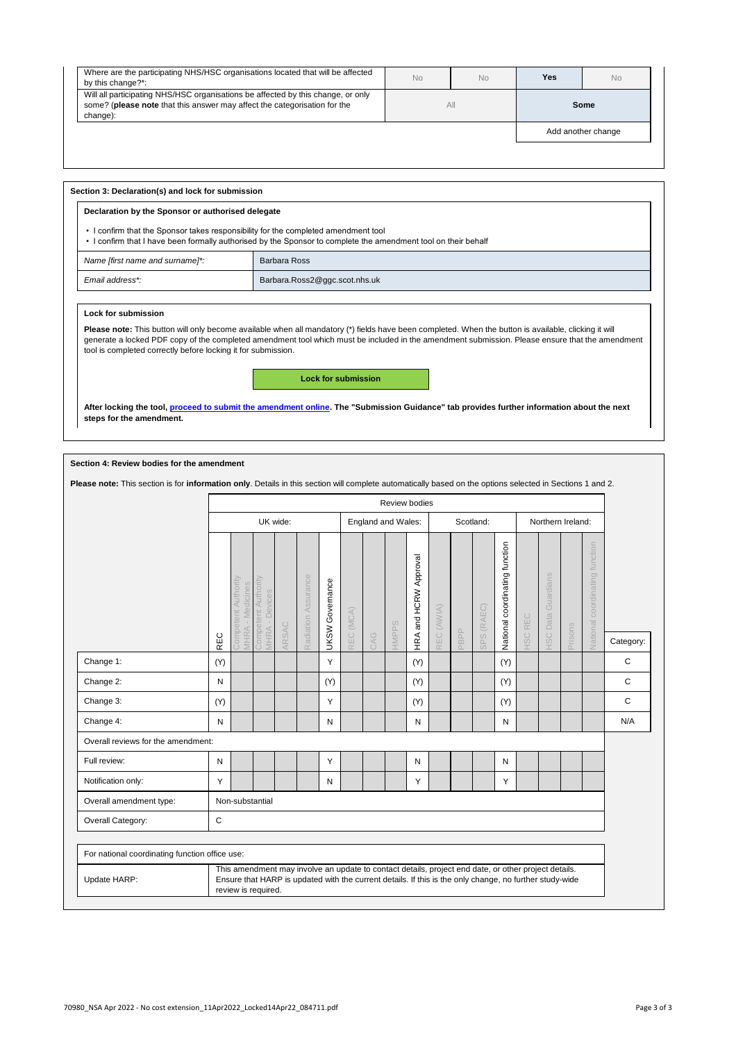| | | | | |
|---|---|---|---|---|
| Where are the participating NHS/HSC organisations located that will be affected by this change?*: | No | No | Yes | No |
| Will all participating NHS/HSC organisations be affected by this change, or only some? (**please note** that this answer may affect the categorisation for the change): | All | | Some | |
| | | | Add another change | |

## Section 3: Declaration(s) and lock for submission

### Declaration by the Sponsor or authorised delegate

- I confirm that the Sponsor takes responsibility for the completed amendment tool
- I confirm that I have been formally authorised by the Sponsor to complete the amendment tool on their behalf

| | |
|---|---|
| *Name [first name and surname]*:* | Barbara Ross |
| *Email address*:* | Barbara.Ross2@ggc.scot.nhs.uk |

### Lock for submission

**Please note:** This button will only become available when all mandatory (*) fields have been completed. When the button is available, clicking it will generate a locked PDF copy of the completed amendment tool which must be included in the amendment submission. Please ensure that the amendment tool is completed correctly before locking it for submission.

**Lock for submission**

**After locking the tool, proceed to submit the amendment online. The "Submission Guidance" tab provides further information about the next steps for the amendment.**

## Section 4: Review bodies for the amendment

**Please note:** This section is for **information only**. Details in this section will complete automatically based on the options selected in Sections 1 and 2.

| | Review bodies | | | | | | | | | | | | | | | | | | | |
|---|---|---|---|---|---|---|---|---|---|---|---|---|---|---|---|---|---|---|---|---|
| | UK wide: | | | | | | England and Wales: | | | | Scotland: | | | | Northern Ireland: | | | | |
| | REC | Competent Authority MHRA - Medicines | Competent Authority MHRA - Devices | ARSAC | Radiation Assurance | UKSW Governance | REC (MCA) | CAG | HMPPS | HRA and HCRW Approval | REC (AWIA) | PBPP | SPS (RAEC) | National coordinating function | HSC REC | HSC Data Guardians | Prisons | National coordinating function | Category: |
| Change 1: | (Y) | | | | | Y | | | | (Y) | | | | (Y) | | | | | C |
| Change 2: | N | | | | | (Y) | | | | (Y) | | | | (Y) | | | | | C |
| Change 3: | (Y) | | | | | Y | | | | (Y) | | | | (Y) | | | | | C |
| Change 4: | N | | | | | N | | | | N | | | | N | | | | | N/A |
| Overall reviews for the amendment: | | | | | | | | | | | | | | | | | | | |
| Full review: | N | | | | | Y | | | | N | | | | N | | | | | |
| Notification only: | Y | | | | | N | | | | Y | | | | Y | | | | | |
| Overall amendment type: | Non-substantial | | | | | | | | | | | | | | | | | | |
| Overall Category: | C | | | | | | | | | | | | | | | | | | |

| | |
|---|---|
| For national coordinating function office use: | |
| Update HARP: | This amendment may involve an update to contact details, project end date, or other project details. Ensure that HARP is updated with the current details. If this is the only change, no further study-wide review is required. |